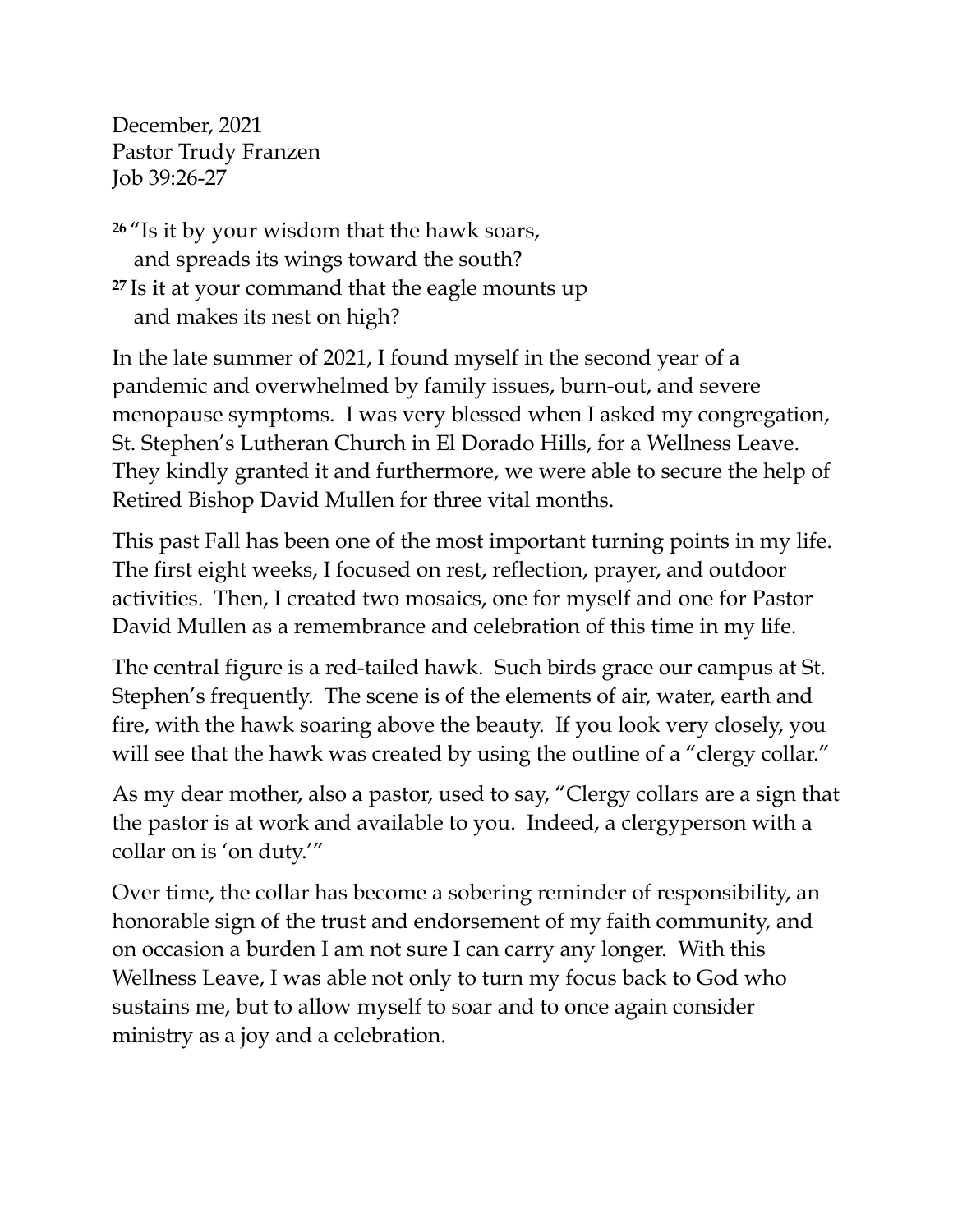December, 2021
Pastor Trudy Franzen
Job 39:26-27

[26] "Is it by your wisdom that the hawk soars,
 and spreads its wings toward the south?
[27] Is it at your command that the eagle mounts up
 and makes its nest on high?

In the late summer of 2021, I found myself in the second year of a pandemic and overwhelmed by family issues, burn-out, and severe menopause symptoms. I was very blessed when I asked my congregation, St. Stephen's Lutheran Church in El Dorado Hills, for a Wellness Leave. They kindly granted it and furthermore, we were able to secure the help of Retired Bishop David Mullen for three vital months.

This past Fall has been one of the most important turning points in my life. The first eight weeks, I focused on rest, reflection, prayer, and outdoor activities. Then, I created two mosaics, one for myself and one for Pastor David Mullen as a remembrance and celebration of this time in my life.

The central figure is a red-tailed hawk. Such birds grace our campus at St. Stephen's frequently. The scene is of the elements of air, water, earth and fire, with the hawk soaring above the beauty. If you look very closely, you will see that the hawk was created by using the outline of a "clergy collar."

As my dear mother, also a pastor, used to say, "Clergy collars are a sign that the pastor is at work and available to you. Indeed, a clergyperson with a collar on is 'on duty.'"

Over time, the collar has become a sobering reminder of responsibility, an honorable sign of the trust and endorsement of my faith community, and on occasion a burden I am not sure I can carry any longer. With this Wellness Leave, I was able not only to turn my focus back to God who sustains me, but to allow myself to soar and to once again consider ministry as a joy and a celebration.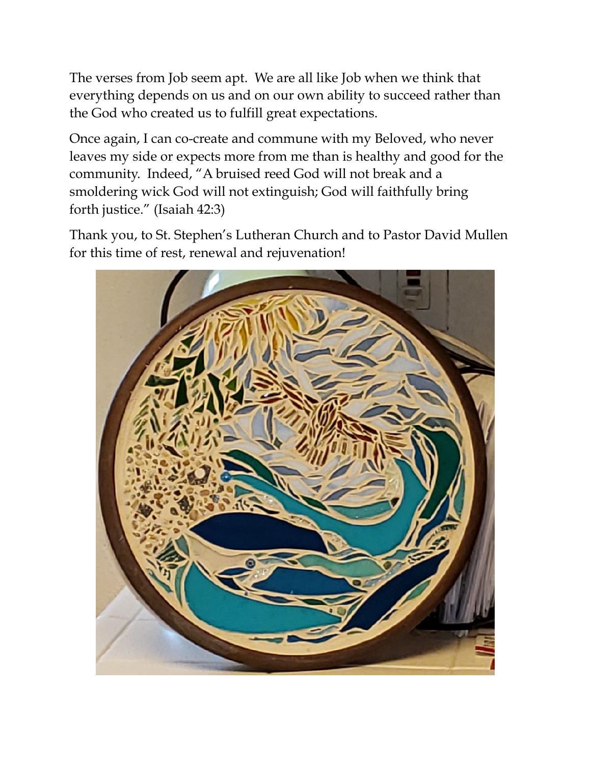The verses from Job seem apt. We are all like Job when we think that everything depends on us and on our own ability to succeed rather than the God who created us to fulfill great expectations.

Once again, I can co-create and commune with my Beloved, who never leaves my side or expects more from me than is healthy and good for the community. Indeed, "A bruised reed God will not break and a smoldering wick God will not extinguish; God will faithfully bring forth justice." (Isaiah 42:3)

Thank you, to St. Stephen's Lutheran Church and to Pastor David Mullen for this time of rest, renewal and rejuvenation!